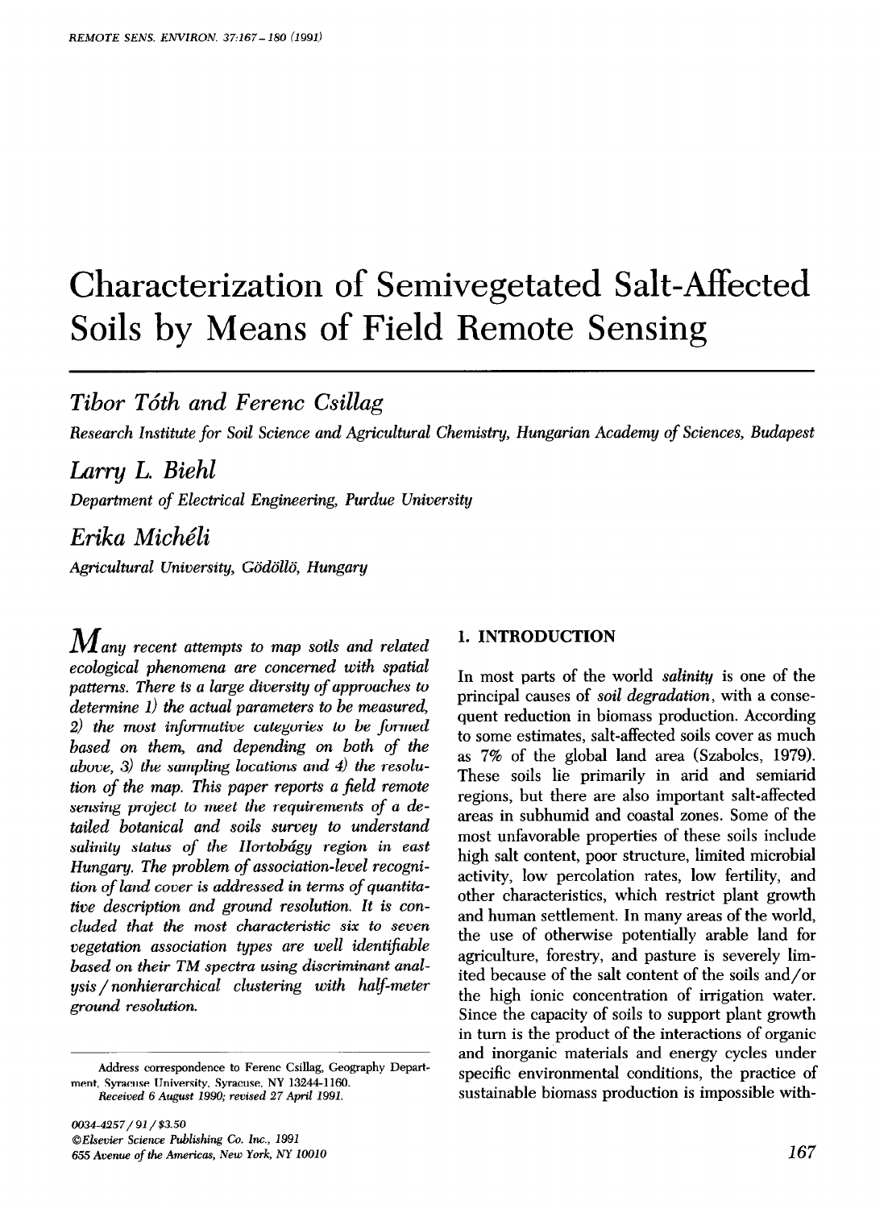# Characterization of Semivegetated Salt-Affected Soils by Means of Field Remote Sensing

## Tibor Tóth and Ferenc Csillag

*Research Institute for Soil Science and Agricultural Chemistry, Hungarian Academy of Sciences, Budapest*

## Larry L. Biehl

*Department of Electrical Engineering, Purdue University*

## Erika Michéli

*Agricultural University, Gödöllő, Hungary*

*Many recent attempts to map soils and related ecological phenomena are concerned with spatial patterns. There is a large diversity of approaches to determine 1) the actual parameters to be measured, 2) the most informative categories to be formed based on them, and depending on both of the above, 3) the sampling locations and 4) the resolution of the map. This paper reports a field remote sensing project to meet the requirements of a detailed botanical and soils survey to understand salinity status of the Hortobágy region in east Hungary. The problem of association-level recognition of land cover is addressed in terms of quantitative description and ground resolution. It is concluded that the most characteristic six to seven vegetation association types are well identifiable based on their TM spectra using discriminant analysis/nonhierarchical clustering with half-meter ground resolution.*

Address correspondence to Ferenc Csillag, Geography Department, Syracuse University, Syracuse, NY 13244-1160.
*Received 6 August 1990; revised 27 April 1991.*

*0034-4257/91/$3.50*
*©Elsevier Science Publishing Co. Inc., 1991*
*655 Avenue of the Americas, New York, NY 10010*

## 1. INTRODUCTION

In most parts of the world *salinity* is one of the principal causes of *soil degradation*, with a consequent reduction in biomass production. According to some estimates, salt-affected soils cover as much as 7% of the global land area (Szabolcs, 1979). These soils lie primarily in arid and semiarid regions, but there are also important salt-affected areas in subhumid and coastal zones. Some of the most unfavorable properties of these soils include high salt content, poor structure, limited microbial activity, low percolation rates, low fertility, and other characteristics, which restrict plant growth and human settlement. In many areas of the world, the use of otherwise potentially arable land for agriculture, forestry, and pasture is severely limited because of the salt content of the soils and/or the high ionic concentration of irrigation water. Since the capacity of soils to support plant growth in turn is the product of the interactions of organic and inorganic materials and energy cycles under specific environmental conditions, the practice of sustainable biomass production is impossible with-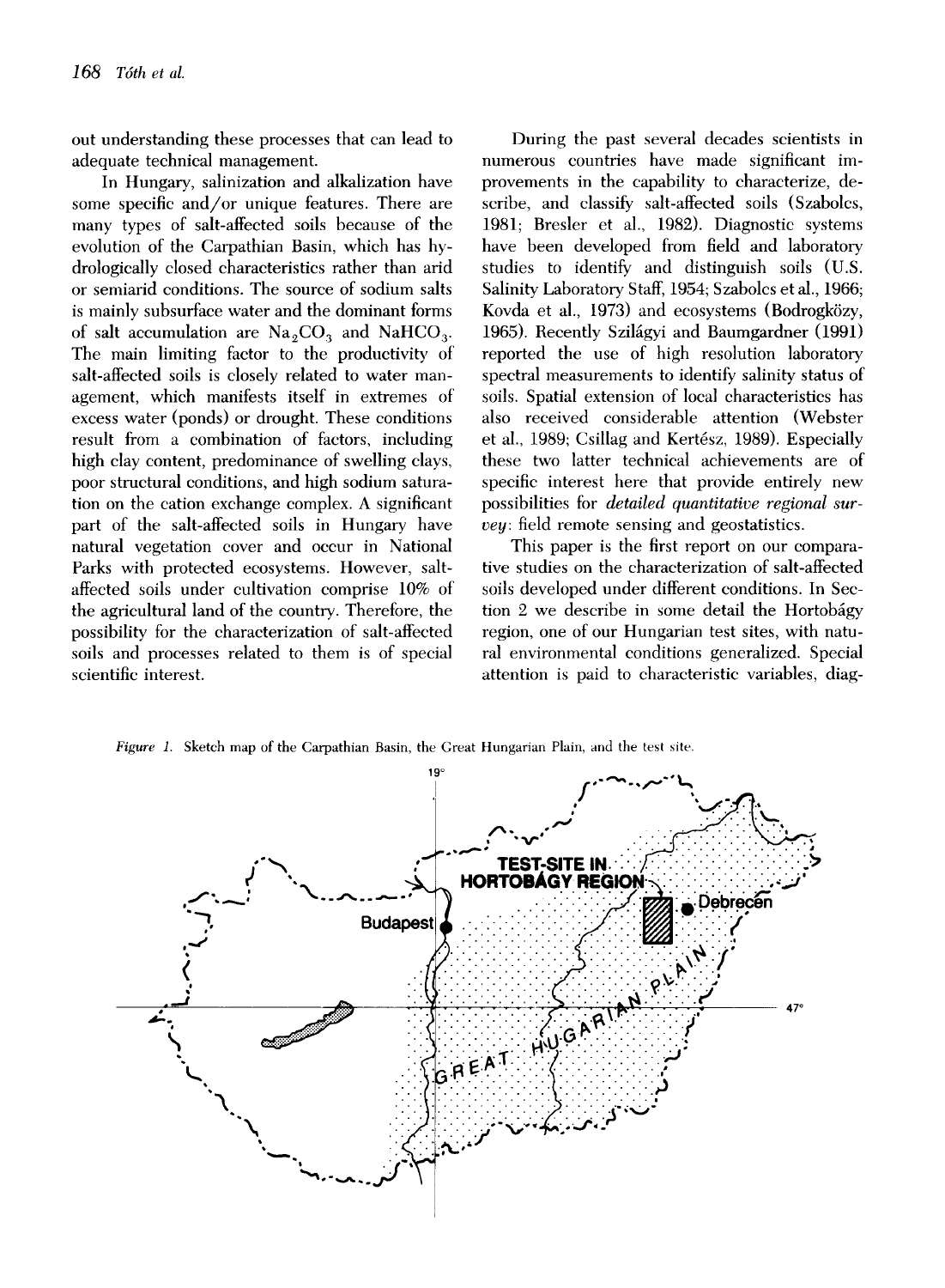out understanding these processes that can lead to adequate technical management.

In Hungary, salinization and alkalization have some specific and/or unique features. There are many types of salt-affected soils because of the evolution of the Carpathian Basin, which has hydrologically closed characteristics rather than arid or semiarid conditions. The source of sodium salts is mainly subsurface water and the dominant forms of salt accumulation are $Na_2CO_3$ and $NaHCO_3$. The main limiting factor to the productivity of salt-affected soils is closely related to water management, which manifests itself in extremes of excess water (ponds) or drought. These conditions result from a combination of factors, including high clay content, predominance of swelling clays, poor structural conditions, and high sodium saturation on the cation exchange complex. A significant part of the salt-affected soils in Hungary have natural vegetation cover and occur in National Parks with protected ecosystems. However, salt-affected soils under cultivation comprise 10% of the agricultural land of the country. Therefore, the possibility for the characterization of salt-affected soils and processes related to them is of special scientific interest.

During the past several decades scientists in numerous countries have made significant improvements in the capability to characterize, describe, and classify salt-affected soils (Szabolcs, 1981; Bresler et al., 1982). Diagnostic systems have been developed from field and laboratory studies to identify and distinguish soils (U.S. Salinity Laboratory Staff, 1954; Szabolcs et al., 1966; Kovda et al., 1973) and ecosystems (Bodrogközy, 1965). Recently Szilágyi and Baumgardner (1991) reported the use of high resolution laboratory spectral measurements to identify salinity status of soils. Spatial extension of local characteristics has also received considerable attention (Webster et al., 1989; Csillag and Kertész, 1989). Especially these two latter technical achievements are of specific interest here that provide entirely new possibilities for *detailed quantitative regional survey*: field remote sensing and geostatistics.

This paper is the first report on our comparative studies on the characterization of salt-affected soils developed under different conditions. In Section 2 we describe in some detail the Hortobágy region, one of our Hungarian test sites, with natural environmental conditions generalized. Special attention is paid to characteristic variables, diag-

*Figure 1.* Sketch map of the Carpathian Basin, the Great Hungarian Plain, and the test site.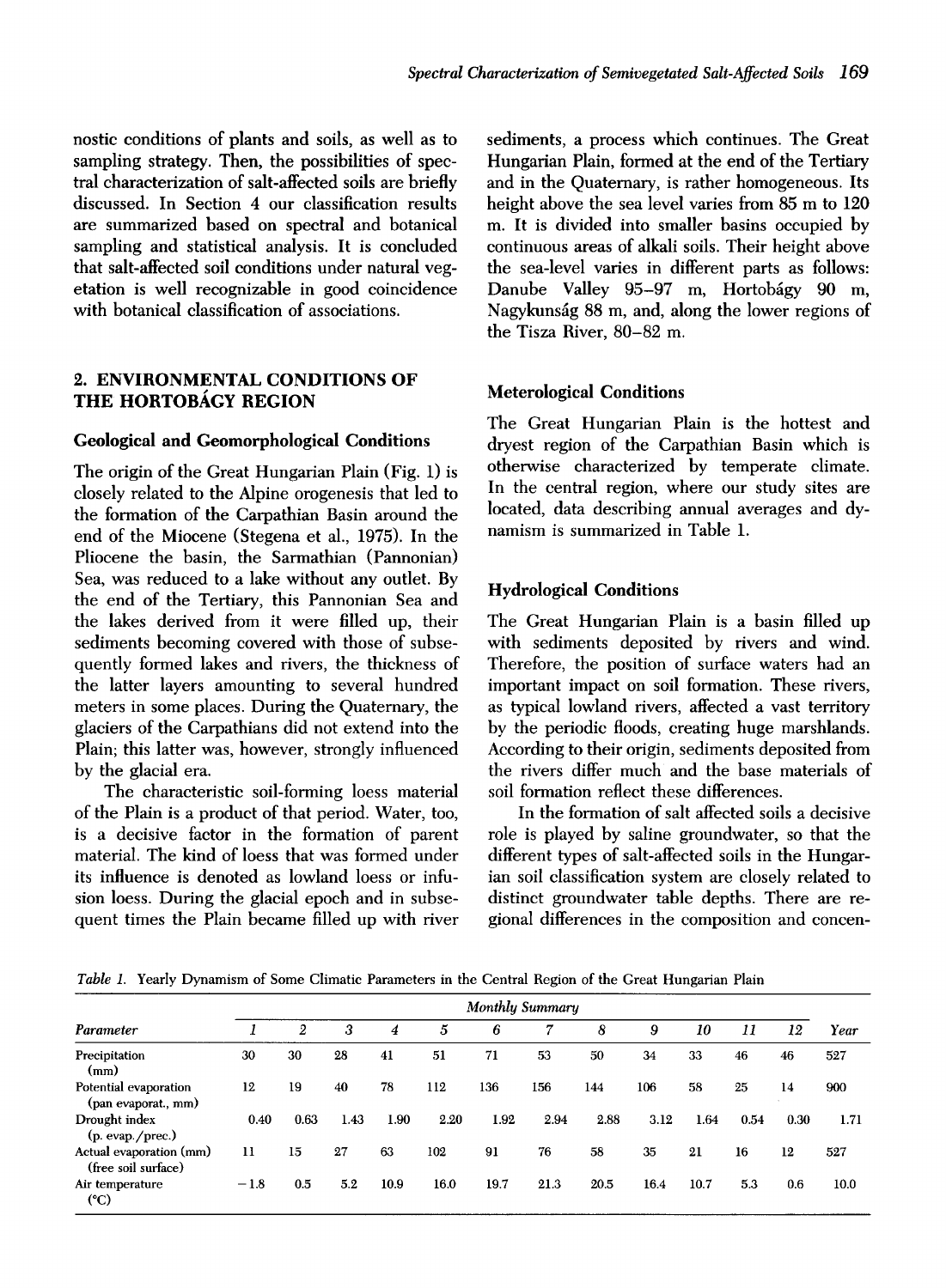nostic conditions of plants and soils, as well as to sampling strategy. Then, the possibilities of spectral characterization of salt-affected soils are briefly discussed. In Section 4 our classification results are summarized based on spectral and botanical sampling and statistical analysis. It is concluded that salt-affected soil conditions under natural vegetation is well recognizable in good coincidence with botanical classification of associations.

## 2. ENVIRONMENTAL CONDITIONS OF THE HORTOBÁGY REGION

### Geological and Geomorphological Conditions

The origin of the Great Hungarian Plain (Fig. 1) is closely related to the Alpine orogenesis that led to the formation of the Carpathian Basin around the end of the Miocene (Stegena et al., 1975). In the Pliocene the basin, the Sarmathian (Pannonian) Sea, was reduced to a lake without any outlet. By the end of the Tertiary, this Pannonian Sea and the lakes derived from it were filled up, their sediments becoming covered with those of subsequently formed lakes and rivers, the thickness of the latter layers amounting to several hundred meters in some places. During the Quaternary, the glaciers of the Carpathians did not extend into the Plain; this latter was, however, strongly influenced by the glacial era.

The characteristic soil-forming loess material of the Plain is a product of that period. Water, too, is a decisive factor in the formation of parent material. The kind of loess that was formed under its influence is denoted as lowland loess or infusion loess. During the glacial epoch and in subsequent times the Plain became filled up with river sediments, a process which continues. The Great Hungarian Plain, formed at the end of the Tertiary and in the Quaternary, is rather homogeneous. Its height above the sea level varies from 85 m to 120 m. It is divided into smaller basins occupied by continuous areas of alkali soils. Their height above the sea-level varies in different parts as follows: Danube Valley 95–97 m, Hortobágy 90 m, Nagykunság 88 m, and, along the lower regions of the Tisza River, 80–82 m.

### Meterological Conditions

The Great Hungarian Plain is the hottest and dryest region of the Carpathian Basin which is otherwise characterized by temperate climate. In the central region, where our study sites are located, data describing annual averages and dynamism is summarized in Table 1.

### Hydrological Conditions

The Great Hungarian Plain is a basin filled up with sediments deposited by rivers and wind. Therefore, the position of surface waters had an important impact on soil formation. These rivers, as typical lowland rivers, affected a vast territory by the periodic floods, creating huge marshlands. According to their origin, sediments deposited from the rivers differ much and the base materials of soil formation reflect these differences.

In the formation of salt affected soils a decisive role is played by saline groundwater, so that the different types of salt-affected soils in the Hungarian soil classification system are closely related to distinct groundwater table depths. There are regional differences in the composition and concen-

*Table 1.* Yearly Dynamism of Some Climatic Parameters in the Central Region of the Great Hungarian Plain

| Parameter | Monthly Summary | | | | | | | | | | | | Year |
|---|---|---|---|---|---|---|---|---|---|---|---|---|---|
| | 1 | 2 | 3 | 4 | 5 | 6 | 7 | 8 | 9 | 10 | 11 | 12 | |
| Precipitation (mm) | 30 | 30 | 28 | 41 | 51 | 71 | 53 | 50 | 34 | 33 | 46 | 46 | 527 |
| Potential evaporation (pan evaporat., mm) | 12 | 19 | 40 | 78 | 112 | 136 | 156 | 144 | 106 | 58 | 25 | 14 | 900 |
| Drought index (p. evap./prec.) | 0.40 | 0.63 | 1.43 | 1.90 | 2.20 | 1.92 | 2.94 | 2.88 | 3.12 | 1.64 | 0.54 | 0.30 | 1.71 |
| Actual evaporation (mm) (free soil surface) | 11 | 15 | 27 | 63 | 102 | 91 | 76 | 58 | 35 | 21 | 16 | 12 | 527 |
| Air temperature (°C) | −1.8 | 0.5 | 5.2 | 10.9 | 16.0 | 19.7 | 21.3 | 20.5 | 16.4 | 10.7 | 5.3 | 0.6 | 10.0 |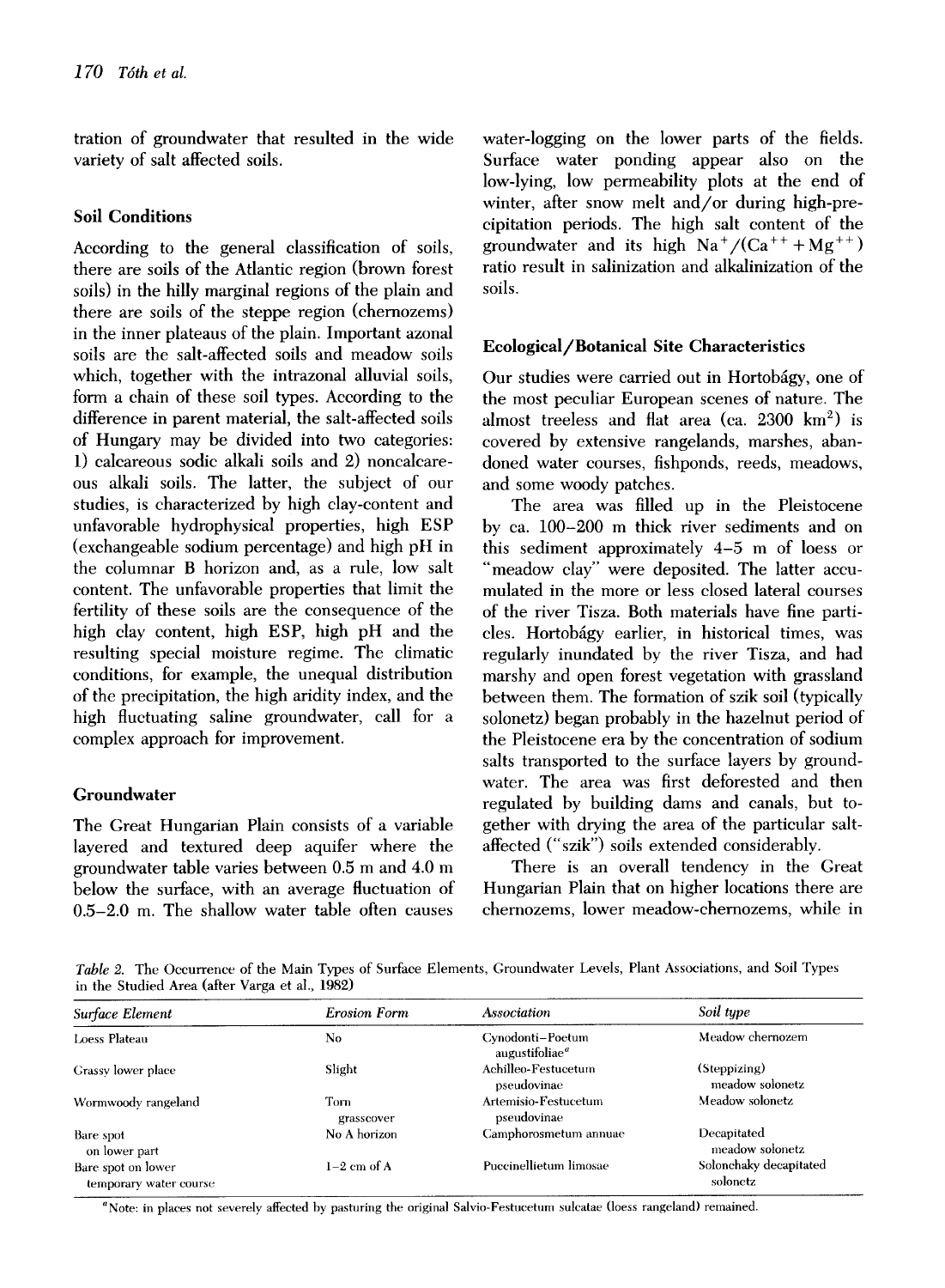tration of groundwater that resulted in the wide variety of salt affected soils.

### Soil Conditions

According to the general classification of soils, there are soils of the Atlantic region (brown forest soils) in the hilly marginal regions of the plain and there are soils of the steppe region (chernozems) in the inner plateaus of the plain. Important azonal soils are the salt-affected soils and meadow soils which, together with the intrazonal alluvial soils, form a chain of these soil types. According to the difference in parent material, the salt-affected soils of Hungary may be divided into two categories: 1) calcareous sodic alkali soils and 2) noncalcareous alkali soils. The latter, the subject of our studies, is characterized by high clay-content and unfavorable hydrophysical properties, high ESP (exchangeable sodium percentage) and high pH in the columnar B horizon and, as a rule, low salt content. The unfavorable properties that limit the fertility of these soils are the consequence of the high clay content, high ESP, high pH and the resulting special moisture regime. The climatic conditions, for example, the unequal distribution of the precipitation, the high aridity index, and the high fluctuating saline groundwater, call for a complex approach for improvement.

### Groundwater

The Great Hungarian Plain consists of a variable layered and textured deep aquifer where the groundwater table varies between 0.5 m and 4.0 m below the surface, with an average fluctuation of 0.5–2.0 m. The shallow water table often causes water-logging on the lower parts of the fields. Surface water ponding appear also on the low-lying, low permeability plots at the end of winter, after snow melt and/or during high-precipitation periods. The high salt content of the groundwater and its high $Na^{+}/(Ca^{++}+Mg^{++})$ ratio result in salinization and alkalinization of the soils.

### Ecological/Botanical Site Characteristics

Our studies were carried out in Hortobágy, one of the most peculiar European scenes of nature. The almost treeless and flat area (ca. 2300 $km^2$) is covered by extensive rangelands, marshes, abandoned water courses, fishponds, reeds, meadows, and some woody patches.

The area was filled up in the Pleistocene by ca. 100–200 m thick river sediments and on this sediment approximately 4–5 m of loess or "meadow clay" were deposited. The latter accumulated in the more or less closed lateral courses of the river Tisza. Both materials have fine particles. Hortobágy earlier, in historical times, was regularly inundated by the river Tisza, and had marshy and open forest vegetation with grassland between them. The formation of szik soil (typically solonetz) began probably in the hazelnut period of the Pleistocene era by the concentration of sodium salts transported to the surface layers by groundwater. The area was first deforested and then regulated by building dams and canals, but together with drying the area of the particular salt-affected ("szik") soils extended considerably.

There is an overall tendency in the Great Hungarian Plain that on higher locations there are chernozems, lower meadow-chernozems, while in

*Table 2.* The Occurrence of the Main Types of Surface Elements, Groundwater Levels, Plant Associations, and Soil Types in the Studied Area (after Varga et al., 1982)

| Surface Element | Erosion Form | Association | Soil type |
|---|---|---|---|
| Loess Plateau | No | Cynodonti–Poetum augustifoliae[a] | Meadow chernozem |
| Grassy lower place | Slight | Achilleo-Festucetum pseudovinae | (Steppizing) meadow solonetz |
| Wormwoody rangeland | Torn grasscover | Artemisio-Festucetum pseudovinae | Meadow solonetz |
| Bare spot on lower part | No A horizon | Camphorosmetum annuae | Decapitated meadow solonetz |
| Bare spot on lower temporary water course | 1–2 cm of A | Puccinellietum limosae | Solonchaky decapitated solonetz |

[a] Note: in places not severely affected by pasturing the original Salvio-Festucetum sulcatae (loess rangeland) remained.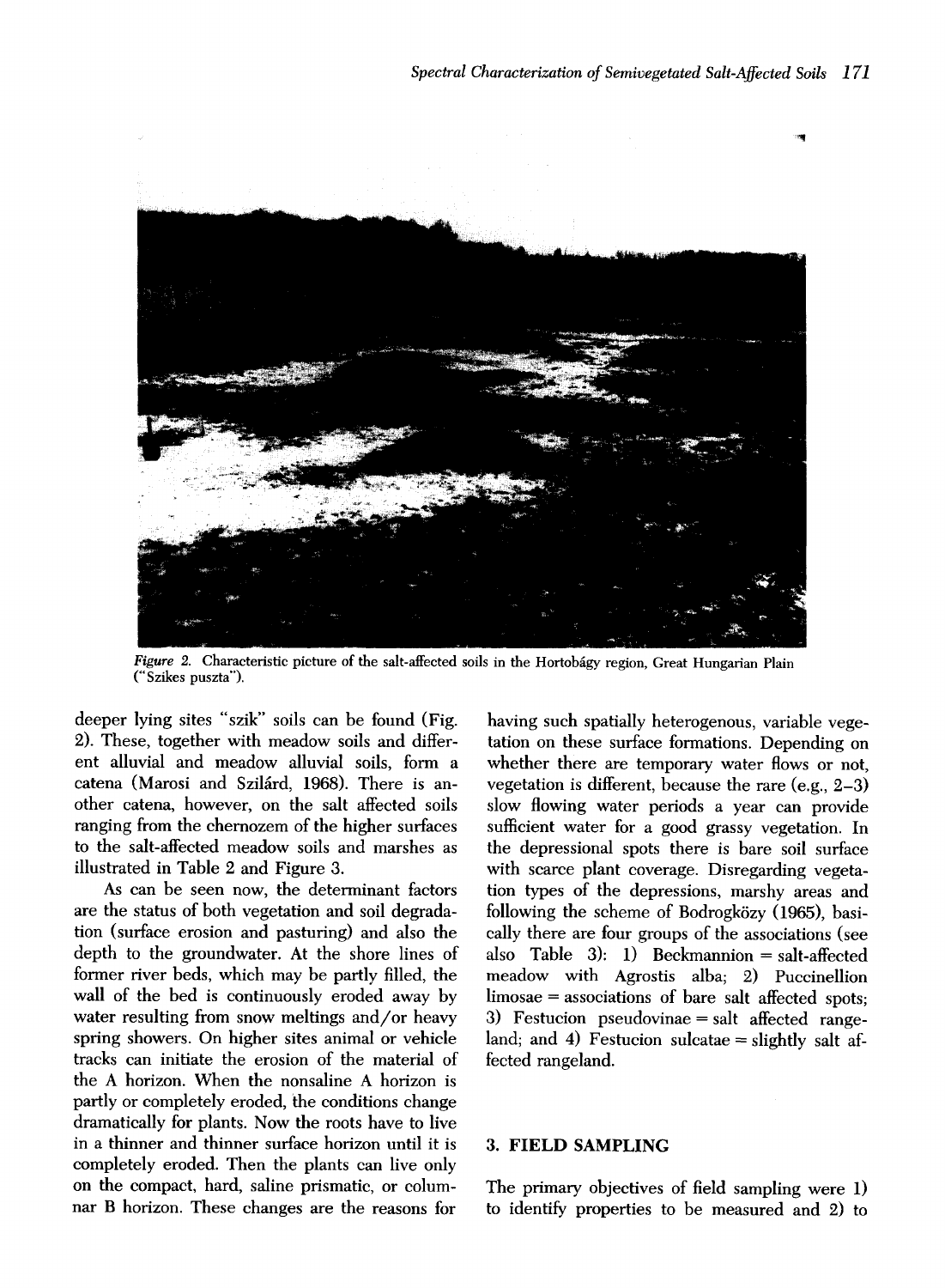*Figure 2.* Characteristic picture of the salt-affected soils in the Hortobágy region, Great Hungarian Plain ("Szikes puszta").

deeper lying sites "szik" soils can be found (Fig. 2). These, together with meadow soils and different alluvial and meadow alluvial soils, form a catena (Marosi and Szilárd, 1968). There is another catena, however, on the salt affected soils ranging from the chernozem of the higher surfaces to the salt-affected meadow soils and marshes as illustrated in Table 2 and Figure 3.

As can be seen now, the determinant factors are the status of both vegetation and soil degradation (surface erosion and pasturing) and also the depth to the groundwater. At the shore lines of former river beds, which may be partly filled, the wall of the bed is continuously eroded away by water resulting from snow meltings and/or heavy spring showers. On higher sites animal or vehicle tracks can initiate the erosion of the material of the A horizon. When the nonsaline A horizon is partly or completely eroded, the conditions change dramatically for plants. Now the roots have to live in a thinner and thinner surface horizon until it is completely eroded. Then the plants can live only on the compact, hard, saline prismatic, or columnar B horizon. These changes are the reasons for having such spatially heterogenous, variable vegetation on these surface formations. Depending on whether there are temporary water flows or not, vegetation is different, because the rare (e.g., 2–3) slow flowing water periods a year can provide sufficient water for a good grassy vegetation. In the depressional spots there is bare soil surface with scarce plant coverage. Disregarding vegetation types of the depressions, marshy areas and following the scheme of Bodrogközy (1965), basically there are four groups of the associations (see also Table 3): 1) Beckmannion = salt-affected meadow with Agrostis alba; 2) Puccinellion limosae = associations of bare salt affected spots; 3) Festucion pseudovinae = salt affected rangeland; and 4) Festucion sulcatae = slightly salt affected rangeland.

## 3. FIELD SAMPLING

The primary objectives of field sampling were 1) to identify properties to be measured and 2) to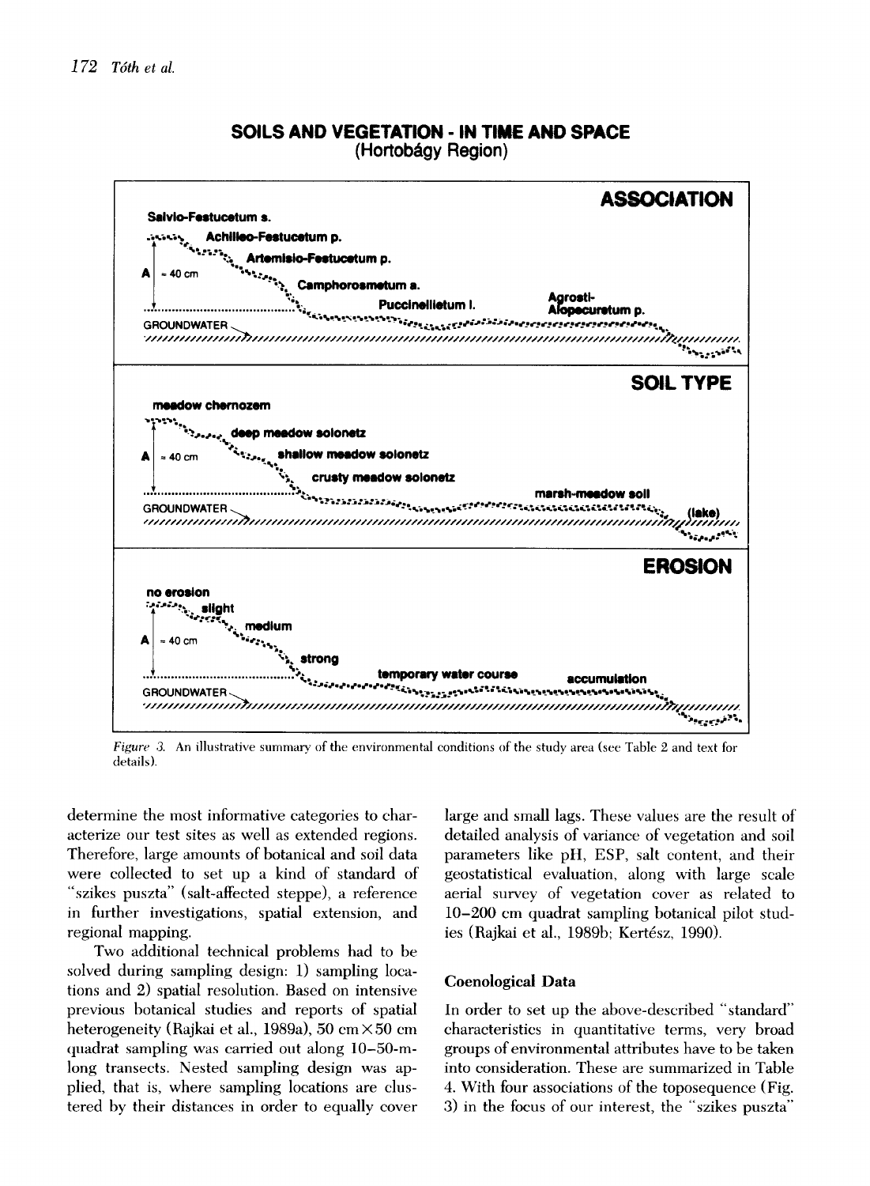*Figure 3.* An illustrative summary of the environmental conditions of the study area (see Table 2 and text for details).

determine the most informative categories to characterize our test sites as well as extended regions. Therefore, large amounts of botanical and soil data were collected to set up a kind of standard of "szikes puszta" (salt-affected steppe), a reference in further investigations, spatial extension, and regional mapping.

Two additional technical problems had to be solved during sampling design: 1) sampling locations and 2) spatial resolution. Based on intensive previous botanical studies and reports of spatial heterogeneity (Rajkai et al., 1989a), 50 cm × 50 cm quadrat sampling was carried out along 10–50-m-long transects. Nested sampling design was applied, that is, where sampling locations are clustered by their distances in order to equally cover large and small lags. These values are the result of detailed analysis of variance of vegetation and soil parameters like pH, ESP, salt content, and their geostatistical evaluation, along with large scale aerial survey of vegetation cover as related to 10–200 cm quadrat sampling botanical pilot studies (Rajkai et al., 1989b; Kertész, 1990).

## Coenological Data

In order to set up the above-described "standard" characteristics in quantitative terms, very broad groups of environmental attributes have to be taken into consideration. These are summarized in Table 4. With four associations of the toposequence (Fig. 3) in the focus of our interest, the "szikes puszta"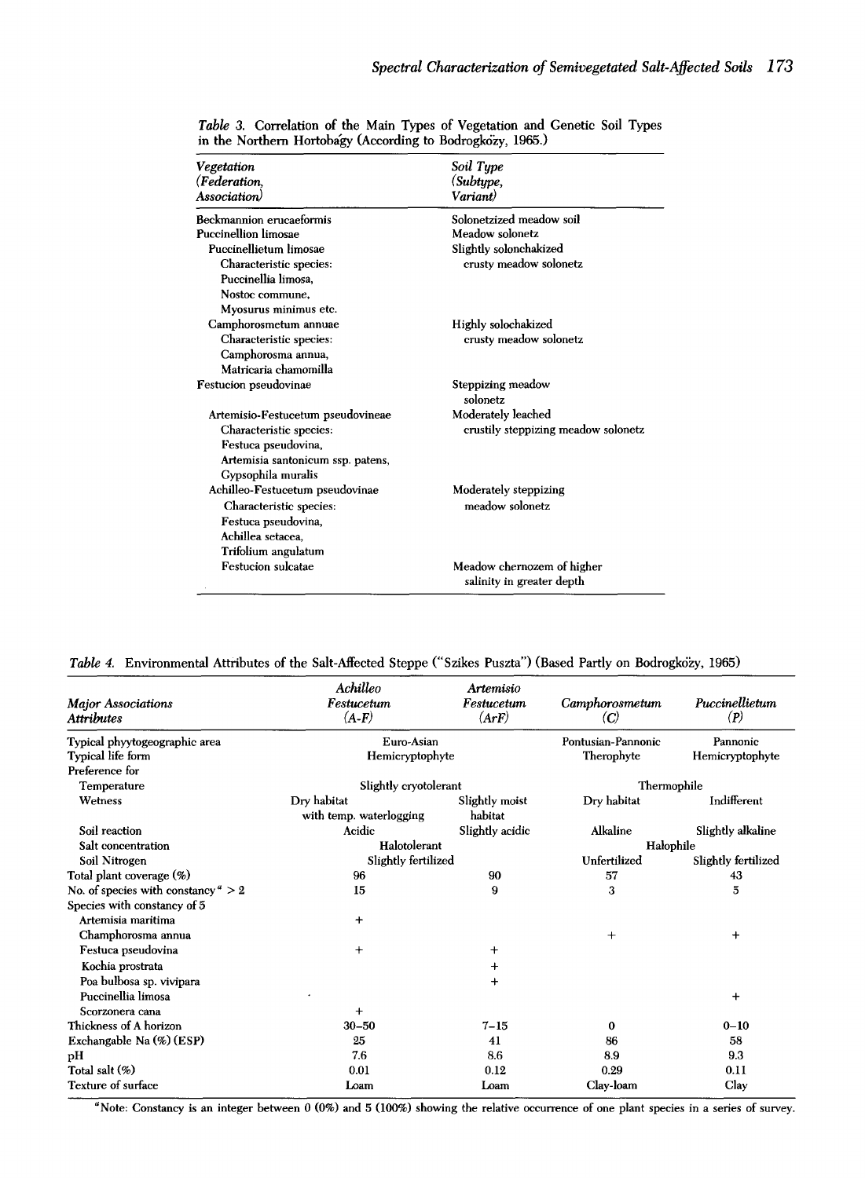*Table 3.* Correlation of the Main Types of Vegetation and Genetic Soil Types in the Northern Hortobágy (According to Bodrogközy, 1965.)

| *Vegetation (Federation, Association)* | *Soil Type (Subtype, Variant)* |
|---|---|
| Beckmannion erucaeformis | Solonetzized meadow soil |
| Puccinellion limosae | Meadow solonetz |
| Puccinellietum limosae<br>Characteristic species:<br>Puccinellia limosa,<br>Nostoc commune,<br>Myosurus minimus etc. | Slightly solonchakized crusty meadow solonetz |
| Camphorosmetum annuae<br>Characteristic species:<br>Camphorosma annua,<br>Matricaria chamomilla | Highly solochakized crusty meadow solonetz |
| Festucion pseudovinae | Steppizing meadow solonetz |
| Artemisio-Festucetum pseudovineae<br>Characteristic species:<br>Festuca pseudovina,<br>Artemisia santonicum ssp. patens,<br>Gypsophila muralis | Moderately leached crustily steppizing meadow solonetz |
| Achilleo-Festucetum pseudovinae<br>Characteristic species:<br>Festuca pseudovina,<br>Achillea setacea,<br>Trifolium angulatum | Moderately steppizing meadow solonetz |
| Festucion sulcatae | Meadow chernozem of higher salinity in greater depth |

*Table 4.* Environmental Attributes of the Salt-Affected Steppe ("Szikes Puszta") (Based Partly on Bodrogközy, 1965)

| *Major Associations Attributes* | *Achilleo Festucetum (A-F)* | *Artemisio Festucetum (ArF)* | *Camphorosmetum (C)* | *Puccinellietum (P)* |
|---|---|---|---|---|
| Typical phyytogeographic area | Euro-Asian | | Pontusian-Pannonic | Pannonic |
| Typical life form | Hemicryptophyte | | Therophyte | Hemicryptophyte |
| Preference for | | | | |
| Temperature | Slightly cryotolerant | | Thermophile | |
| Wetness | Dry habitat with temp. waterlogging | Slightly moist habitat | Dry habitat | Indifferent |
| Soil reaction | Acidic | Slightly acidic | Alkaline | Slightly alkaline |
| Salt concentration | Halotolerant | | Halophile | |
| Soil Nitrogen | Slightly fertilized | | Unfertilized | Slightly fertilized |
| Total plant coverage (%) | 96 | 90 | 57 | 43 |
| No. of species with constancy[a] > 2 | 15 | 9 | 3 | 5 |
| Species with constancy of 5 | | | | |
| Artemisia maritima | + | | | |
| Champhorosma annua | | | + | + |
| Festuca pseudovina | + | + | | |
| Kochia prostrata | | + | | |
| Poa bulbosa sp. vivipara | | + | | |
| Puccinellia limosa | | | | + |
| Scorzonera cana | + | | | |
| Thickness of A horizon | 30–50 | 7–15 | 0 | 0–10 |
| Exchangable Na (%) (ESP) | 25 | 41 | 86 | 58 |
| pH | 7.6 | 8.6 | 8.9 | 9.3 |
| Total salt (%) | 0.01 | 0.12 | 0.29 | 0.11 |
| Texture of surface | Loam | Loam | Clay-loam | Clay |

[a]Note: Constancy is an integer between 0 (0%) and 5 (100%) showing the relative occurrence of one plant species in a series of survey.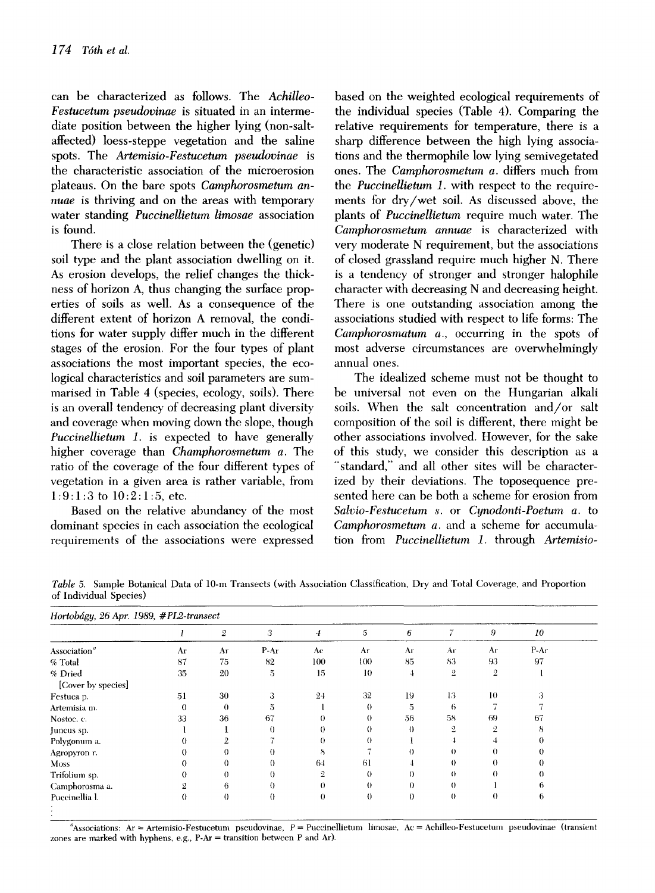can be characterized as follows. The *Achilleo-Festucetum pseudovinae* is situated in an intermediate position between the higher lying (non-salt-affected) loess-steppe vegetation and the saline spots. The *Artemisio-Festucetum pseudovinae* is the characteristic association of the microerosion plateaus. On the bare spots *Camphorosmetum annuae* is thriving and on the areas with temporary water standing *Puccinellietum limosae* association is found.

There is a close relation between the (genetic) soil type and the plant association dwelling on it. As erosion develops, the relief changes the thickness of horizon A, thus changing the surface properties of soils as well. As a consequence of the different extent of horizon A removal, the conditions for water supply differ much in the different stages of the erosion. For the four types of plant associations the most important species, the ecological characteristics and soil parameters are summarised in Table 4 (species, ecology, soils). There is an overall tendency of decreasing plant diversity and coverage when moving down the slope, though *Puccinellietum l.* is expected to have generally higher coverage than *Champhorosmetum a.* The ratio of the coverage of the four different types of vegetation in a given area is rather variable, from 1:9:1:3 to 10:2:1:5, etc.

Based on the relative abundancy of the most dominant species in each association the ecological requirements of the associations were expressed based on the weighted ecological requirements of the individual species (Table 4). Comparing the relative requirements for temperature, there is a sharp difference between the high lying associations and the thermophile low lying semivegetated ones. The *Camphorosmetum a.* differs much from the *Puccinellietum l.* with respect to the requirements for dry/wet soil. As discussed above, the plants of *Puccinellietum* require much water. The *Camphorosmetum annuae* is characterized with very moderate N requirement, but the associations of closed grassland require much higher N. There is a tendency of stronger and stronger halophile character with decreasing N and decreasing height. There is one outstanding association among the associations studied with respect to life forms: The *Camphorosmatum a.*, occurring in the spots of most adverse circumstances are overwhelmingly annual ones.

The idealized scheme must not be thought to be universal not even on the Hungarian alkali soils. When the salt concentration and/or salt composition of the soil is different, there might be other associations involved. However, for the sake of this study, we consider this description as a "standard," and all other sites will be characterized by their deviations. The toposequence presented here can be both a scheme for erosion from *Salvio-Festucetum s.* or *Cynodonti-Poetum a.* to *Camphorosmetum a.* and a scheme for accumulation from *Puccinellietum l.* through *Artemisio-*

*Table 5.* Sample Botanical Data of 10-m Transects (with Association Classification, Dry and Total Coverage, and Proportion of Individual Species)

*Hortobágy, 26 Apr. 1989, #PL2-transect*

| | 1 | 2 | 3 | 4 | 5 | 6 | 7 | 9 | 10 |
|---|---|---|---|---|---|---|---|---|---|
| Association[a] | Ar | Ar | P-Ar | Ac | Ar | Ar | Ar | Ar | P-Ar |
| % Total | 87 | 75 | 82 | 100 | 100 | 85 | 83 | 93 | 97 |
| % Dried | 35 | 20 | 5 | 15 | 10 | 4 | 2 | 2 | 1 |
| [Cover by species] | | | | | | | | | |
| Festuca p. | 51 | 30 | 3 | 24 | 32 | 19 | 13 | 10 | 3 |
| Artemisia m. | 0 | 0 | 5 | 1 | 0 | 5 | 6 | 7 | 7 |
| Nostoc. c. | 33 | 36 | 67 | 0 | 0 | 56 | 58 | 69 | 67 |
| Juncus sp. | 1 | 1 | 0 | 0 | 0 | 0 | 2 | 2 | 8 |
| Polygonum a. | 0 | 2 | 7 | 0 | 0 | 1 | 4 | 4 | 0 |
| Agropyron r. | 0 | 0 | 0 | 8 | 7 | 0 | 0 | 0 | 0 |
| Moss | 0 | 0 | 0 | 64 | 61 | 4 | 0 | 0 | 0 |
| Trifolium sp. | 0 | 0 | 0 | 2 | 0 | 0 | 0 | 0 | 0 |
| Camphorosma a. | 2 | 6 | 0 | 0 | 0 | 0 | 0 | 1 | 6 |
| Puccinellia l. | 0 | 0 | 0 | 0 | 0 | 0 | 0 | 0 | 6 |
| ⋮ | | | | | | | | | |

[a]Associations: Ar = Artemisio-Festucetum pseudovinae, P = Puccinellietum limosae, Ac = Achilleo-Festucetum pseudovinae (transient zones are marked with hyphens, e.g., P-Ar = transition between P and Ar).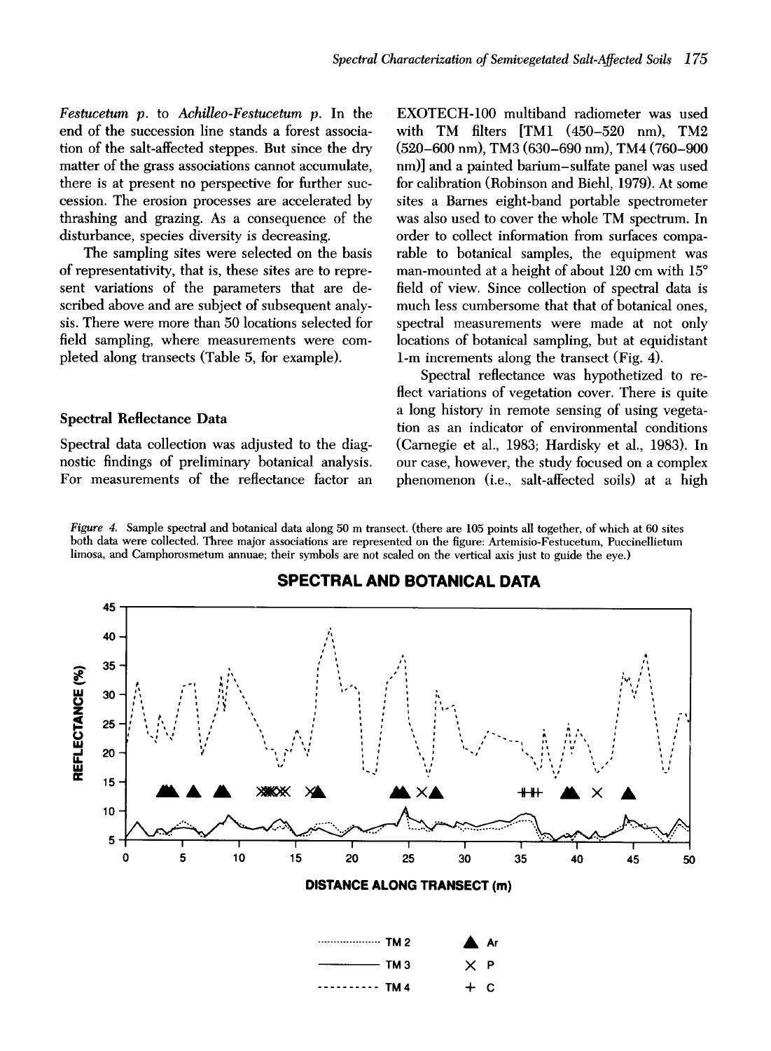*Festucetum p.* to *Achilleo-Festucetum p.* In the end of the succession line stands a forest association of the salt-affected steppes. But since the dry matter of the grass associations cannot accumulate, there is at present no perspective for further succession. The erosion processes are accelerated by thrashing and grazing. As a consequence of the disturbance, species diversity is decreasing.

The sampling sites were selected on the basis of representativity, that is, these sites are to represent variations of the parameters that are described above and are subject of subsequent analysis. There were more than 50 locations selected for field sampling, where measurements were completed along transects (Table 5, for example).

## Spectral Reflectance Data

Spectral data collection was adjusted to the diagnostic findings of preliminary botanical analysis. For measurements of the reflectance factor an EXOTECH-100 multiband radiometer was used with TM filters [TM1 (450–520 nm), TM2 (520–600 nm), TM3 (630–690 nm), TM4 (760–900 nm)] and a painted barium–sulfate panel was used for calibration (Robinson and Biehl, 1979). At some sites a Barnes eight-band portable spectrometer was also used to cover the whole TM spectrum. In order to collect information from surfaces comparable to botanical samples, the equipment was man-mounted at a height of about 120 cm with 15° field of view. Since collection of spectral data is much less cumbersome that that of botanical ones, spectral measurements were made at not only locations of botanical sampling, but at equidistant 1-m increments along the transect (Fig. 4).

Spectral reflectance was hypothetized to reflect variations of vegetation cover. There is quite a long history in remote sensing of using vegetation as an indicator of environmental conditions (Carnegie et al., 1983; Hardisky et al., 1983). In our case, however, the study focused on a complex phenomenon (i.e., salt-affected soils) at a high

*Figure 4.* Sample spectral and botanical data along 50 m transect. (there are 105 points all together, of which at 60 sites both data were collected. Three major associations are represented on the figure: Artemisio-Festucetum, Puccinellietum limosa, and Camphorosmetum annuae; their symbols are not scaled on the vertical axis just to guide the eye.)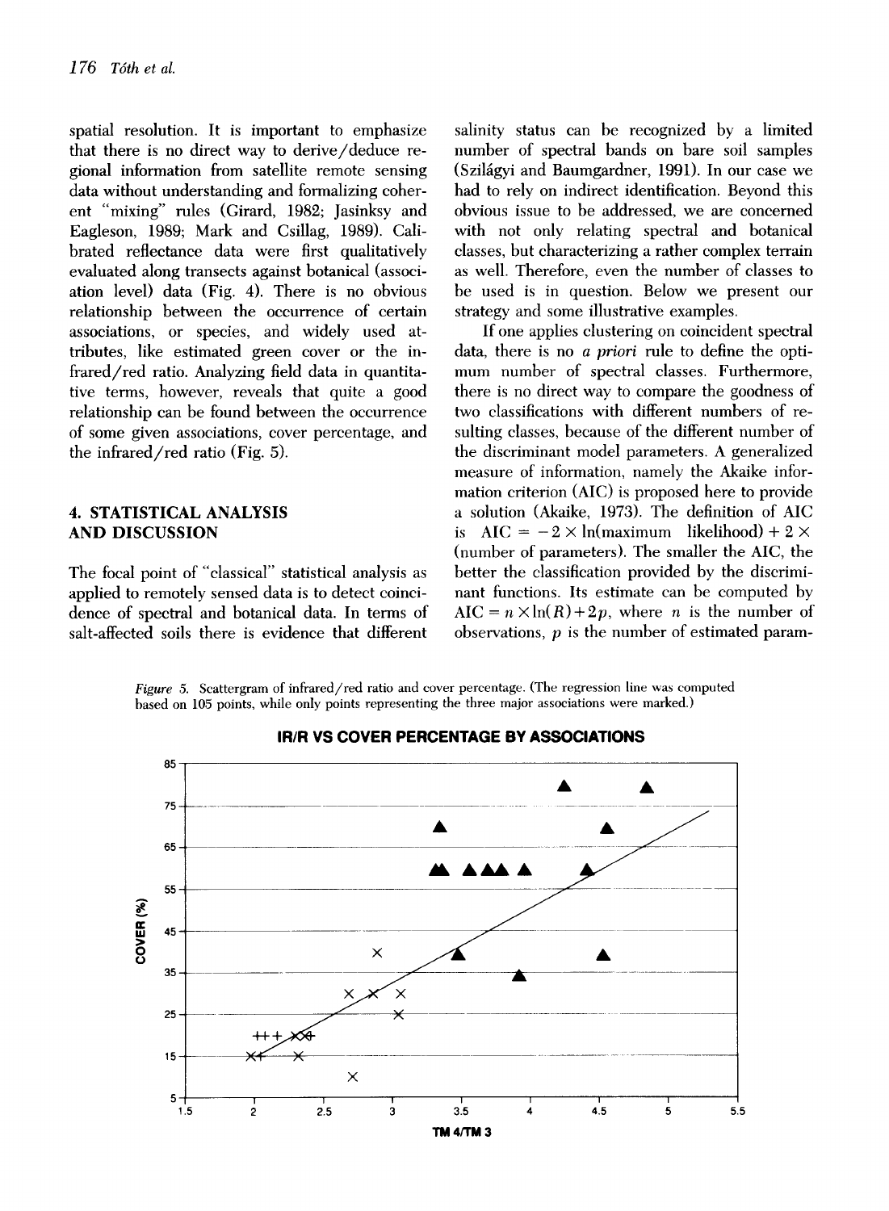spatial resolution. It is important to emphasize that there is no direct way to derive/deduce regional information from satellite remote sensing data without understanding and formalizing coherent "mixing" rules (Girard, 1982; Jasinksy and Eagleson, 1989; Mark and Csillag, 1989). Calibrated reflectance data were first qualitatively evaluated along transects against botanical (association level) data (Fig. 4). There is no obvious relationship between the occurrence of certain associations, or species, and widely used attributes, like estimated green cover or the infrared/red ratio. Analyzing field data in quantitative terms, however, reveals that quite a good relationship can be found between the occurrence of some given associations, cover percentage, and the infrared/red ratio (Fig. 5).

## 4. STATISTICAL ANALYSIS AND DISCUSSION

The focal point of "classical" statistical analysis as applied to remotely sensed data is to detect coincidence of spectral and botanical data. In terms of salt-affected soils there is evidence that different salinity status can be recognized by a limited number of spectral bands on bare soil samples (Szilágyi and Baumgardner, 1991). In our case we had to rely on indirect identification. Beyond this obvious issue to be addressed, we are concerned with not only relating spectral and botanical classes, but characterizing a rather complex terrain as well. Therefore, even the number of classes to be used is in question. Below we present our strategy and some illustrative examples.

If one applies clustering on coincident spectral data, there is no *a priori* rule to define the optimum number of spectral classes. Furthermore, there is no direct way to compare the goodness of two classifications with different numbers of resulting classes, because of the different number of the discriminant model parameters. A generalized measure of information, namely the Akaike information criterion (AIC) is proposed here to provide a solution (Akaike, 1973). The definition of AIC is AIC = $-2 \times \ln$(maximum likelihood) + $2 \times$ (number of parameters). The smaller the AIC, the better the classification provided by the discriminant functions. Its estimate can be computed by $\mathrm{AIC} = n \times \ln(R) + 2p$, where $n$ is the number of observations, $p$ is the number of estimated param-

*Figure 5.* Scattergram of infrared/red ratio and cover percentage. (The regression line was computed based on 105 points, while only points representing the three major associations were marked.)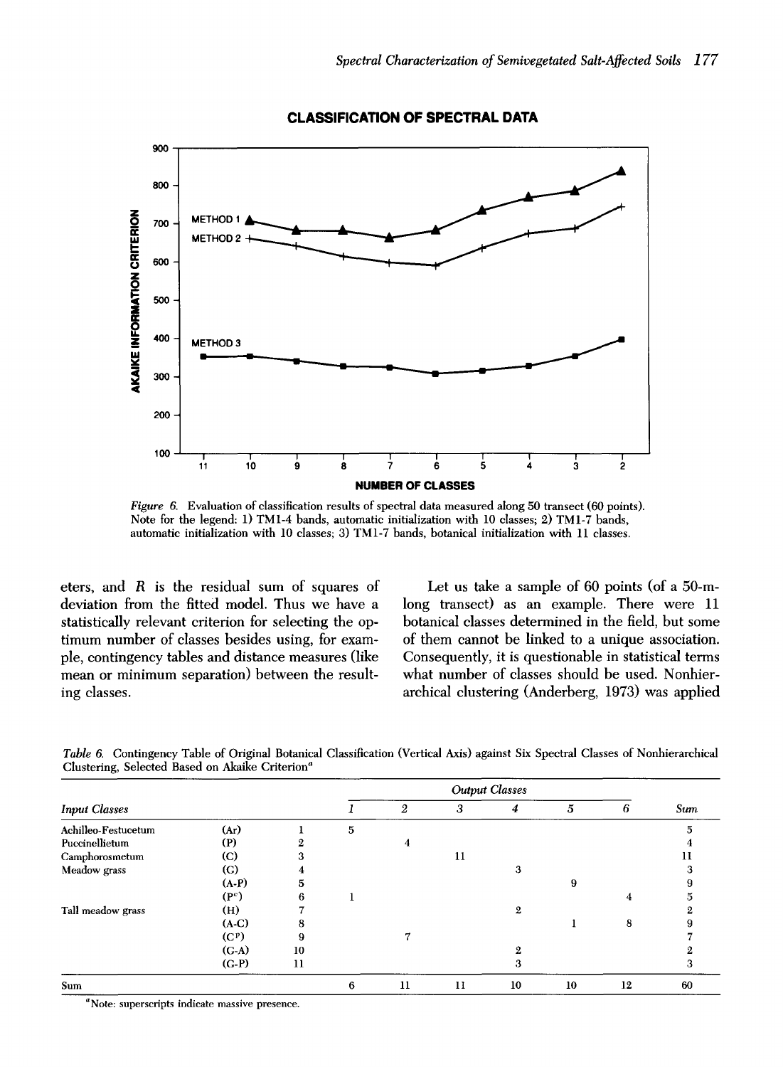*Figure 6.* Evaluation of classification results of spectral data measured along 50 transect (60 points). Note for the legend: 1) TM1-4 bands, automatic initialization with 10 classes; 2) TM1-7 bands, automatic initialization with 10 classes; 3) TM1-7 bands, botanical initialization with 11 classes.

eters, and $R$ is the residual sum of squares of deviation from the fitted model. Thus we have a statistically relevant criterion for selecting the optimum number of classes besides using, for example, contingency tables and distance measures (like mean or minimum separation) between the resulting classes.

Let us take a sample of 60 points (of a 50-m-long transect) as an example. There were 11 botanical classes determined in the field, but some of them cannot be linked to a unique association. Consequently, it is questionable in statistical terms what number of classes should be used. Nonhierarchical clustering (Anderberg, 1973) was applied

*Table 6.* Contingency Table of Original Botanical Classification (Vertical Axis) against Six Spectral Classes of Nonhierarchical Clustering, Selected Based on Akaike Criterion[a]

| Input Classes | | | *Output Classes* 1 | 2 | 3 | 4 | 5 | 6 | Sum |
|---|---|---|---|---|---|---|---|---|---|
| Achilleo-Festucetum | (Ar) | 1 | 5 | | | | | | 5 |
| Puccinellietum | (P) | 2 | | 4 | | | | | 4 |
| Camphorosmetum | (C) | 3 | | | 11 | | | | 11 |
| Meadow grass | (G) | 4 | | | | 3 | | | 3 |
| | (A-P) | 5 | | | | | 9 | | 9 |
| | ($P^c$) | 6 | 1 | | | | | 4 | 5 |
| Tall meadow grass | (H) | 7 | | | | 2 | | | 2 |
| | (A-C) | 8 | | | | | 1 | 8 | 9 |
| | ($C^P$) | 9 | | 7 | | | | | 7 |
| | (G-A) | 10 | | | | 2 | | | 2 |
| | (G-P) | 11 | | | | 3 | | | 3 |
| Sum | | | 6 | 11 | 11 | 10 | 10 | 12 | 60 |

[a]Note: superscripts indicate massive presence.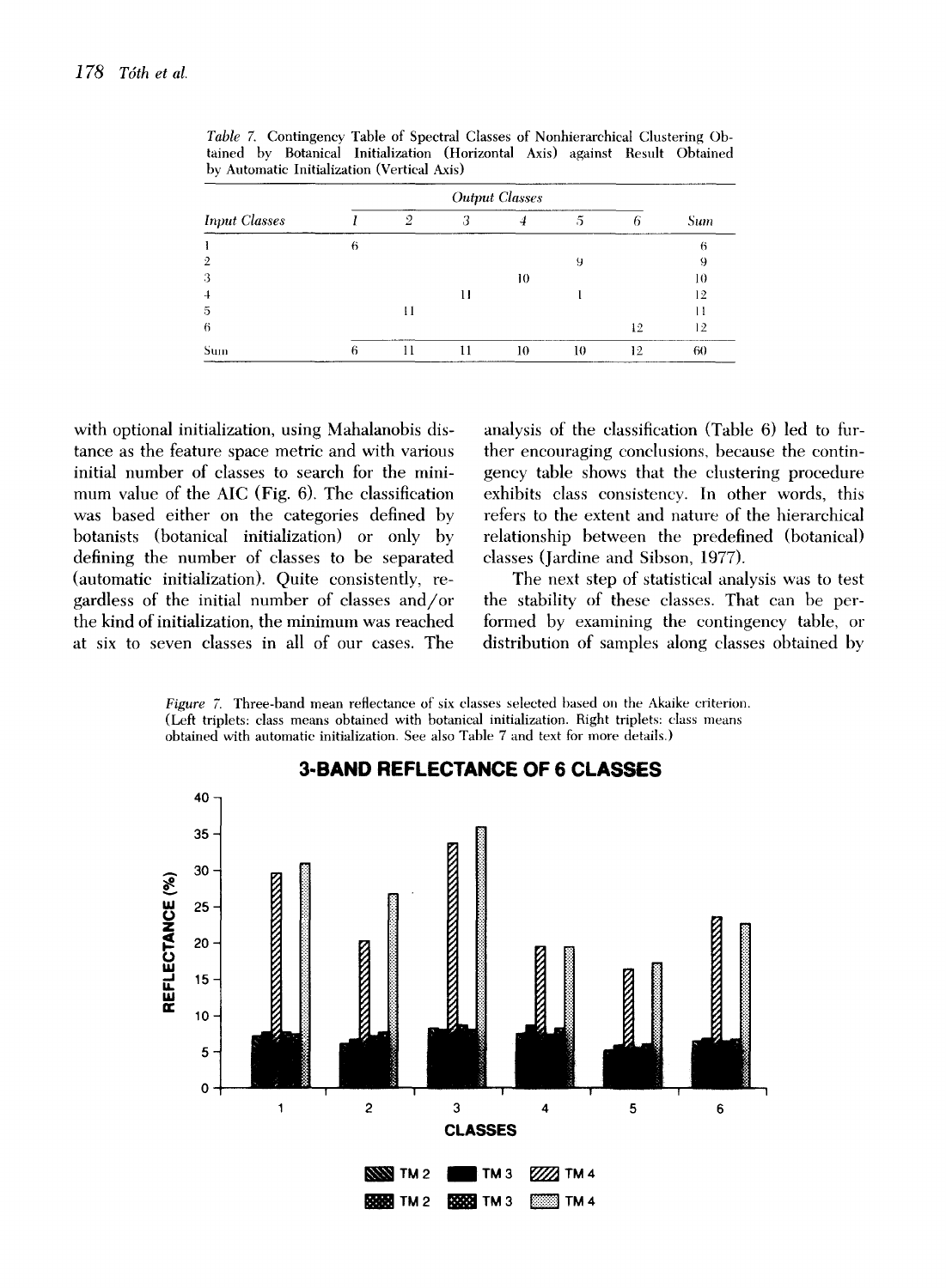*Table 7.* Contingency Table of Spectral Classes of Nonhierarchical Clustering Obtained by Botanical Initialization (Horizontal Axis) against Result Obtained by Automatic Initialization (Vertical Axis)

| | Output Classes | | | | | | |
|---|---|---|---|---|---|---|---|
| *Input Classes* | *1* | *2* | *3* | *4* | *5* | *6* | *Sum* |
| 1 | 6 | | | | | | 6 |
| 2 | | | | | 9 | | 9 |
| 3 | | | | 10 | | | 10 |
| 4 | | | 11 | | 1 | | 12 |
| 5 | | 11 | | | | | 11 |
| 6 | | | | | | 12 | 12 |
| Sum | 6 | 11 | 11 | 10 | 10 | 12 | 60 |

with optional initialization, using Mahalanobis distance as the feature space metric and with various initial number of classes to search for the minimum value of the AIC (Fig. 6). The classification was based either on the categories defined by botanists (botanical initialization) or only by defining the number of classes to be separated (automatic initialization). Quite consistently, regardless of the initial number of classes and/or the kind of initialization, the minimum was reached at six to seven classes in all of our cases. The analysis of the classification (Table 6) led to further encouraging conclusions, because the contingency table shows that the clustering procedure exhibits class consistency. In other words, this refers to the extent and nature of the hierarchical relationship between the predefined (botanical) classes (Jardine and Sibson, 1977).

The next step of statistical analysis was to test the stability of these classes. That can be performed by examining the contingency table, or distribution of samples along classes obtained by

*Figure 7.* Three-band mean reflectance of six classes selected based on the Akaike criterion. (Left triplets: class means obtained with botanical initialization. Right triplets: class means obtained with automatic initialization. See also Table 7 and text for more details.)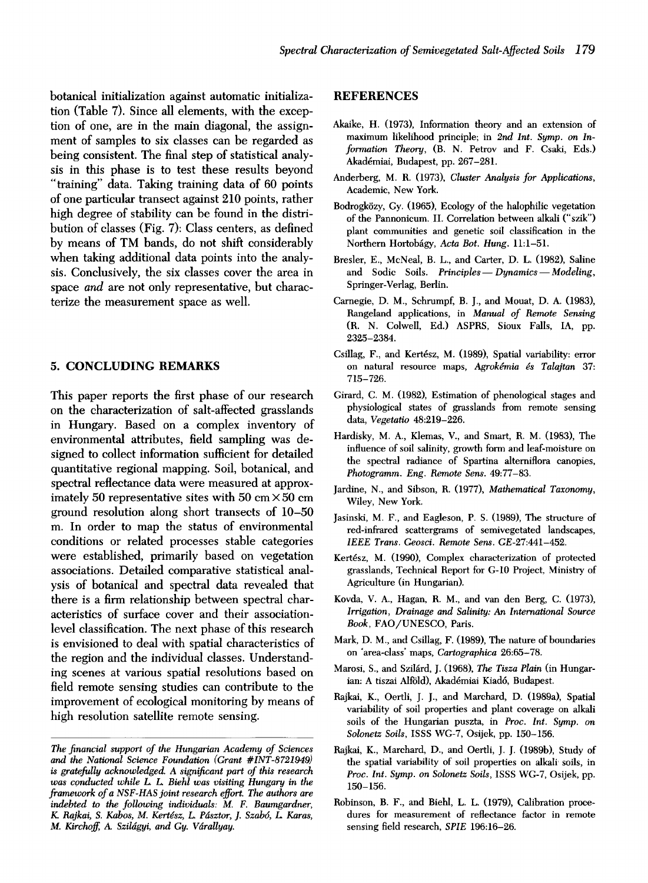botanical initialization against automatic initialization (Table 7). Since all elements, with the exception of one, are in the main diagonal, the assignment of samples to six classes can be regarded as being consistent. The final step of statistical analysis in this phase is to test these results beyond "training" data. Taking training data of 60 points of one particular transect against 210 points, rather high degree of stability can be found in the distribution of classes (Fig. 7): Class centers, as defined by means of TM bands, do not shift considerably when taking additional data points into the analysis. Conclusively, the six classes cover the area in space *and* are not only representative, but characterize the measurement space as well.

## 5. CONCLUDING REMARKS

This paper reports the first phase of our research on the characterization of salt-affected grasslands in Hungary. Based on a complex inventory of environmental attributes, field sampling was designed to collect information sufficient for detailed quantitative regional mapping. Soil, botanical, and spectral reflectance data were measured at approximately 50 representative sites with 50 cm × 50 cm ground resolution along short transects of 10–50 m. In order to map the status of environmental conditions or related processes stable categories were established, primarily based on vegetation associations. Detailed comparative statistical analysis of botanical and spectral data revealed that there is a firm relationship between spectral characteristics of surface cover and their association-level classification. The next phase of this research is envisioned to deal with spatial characteristics of the region and the individual classes. Understanding scenes at various spatial resolutions based on field remote sensing studies can contribute to the improvement of ecological monitoring by means of high resolution satellite remote sensing.

---

*The financial support of the Hungarian Academy of Sciences and the National Science Foundation (Grant #INT-8721949) is gratefully acknowledged. A significant part of this research was conducted while L. L. Biehl was visiting Hungary in the framework of a NSF-HAS joint research effort. The authors are indebted to the following individuals: M. F. Baumgardner, K. Rajkai, S. Kabos, M. Kertész, L. Pásztor, J. Szabó, L. Karas, M. Kirchoff, A. Szilágyi, and Gy. Várallyay.*

## REFERENCES

Akaike, H. (1973), Information theory and an extension of maximum likelihood principle; in *2nd Int. Symp. on Information Theory*, (B. N. Petrov and F. Csaki, Eds.) Akadémiai, Budapest, pp. 267–281.

Anderberg, M. R. (1973), *Cluster Analysis for Applications*, Academic, New York.

Bodrogközy, Gy. (1965), Ecology of the halophilic vegetation of the Pannonicum. II. Correlation between alkali ("szik") plant communities and genetic soil classification in the Northern Hortobágy, *Acta Bot. Hung.* 11:1–51.

Bresler, E., McNeal, B. L., and Carter, D. L. (1982), Saline and Sodic Soils. *Principles—Dynamics—Modeling*, Springer-Verlag, Berlin.

Carnegie, D. M., Schrumpf, B. J., and Mouat, D. A. (1983), Rangeland applications, in *Manual of Remote Sensing* (R. N. Colwell, Ed.) ASPRS, Sioux Falls, IA, pp. 2325–2384.

Csillag, F., and Kertész, M. (1989), Spatial variability: error on natural resource maps, *Agrokémia és Talajtan* 37: 715–726.

Girard, C. M. (1982), Estimation of phenological stages and physiological states of grasslands from remote sensing data, *Vegetatio* 48:219–226.

Hardisky, M. A., Klemas, V., and Smart, R. M. (1983), The influence of soil salinity, growth form and leaf-moisture on the spectral radiance of Spartina alterniflora canopies, *Photogramm. Eng. Remote Sens.* 49:77–83.

Jardine, N., and Sibson, R. (1977), *Mathematical Taxonomy*, Wiley, New York.

Jasinski, M. F., and Eagleson, P. S. (1989), The structure of red-infrared scattergrams of semivegetated landscapes, *IEEE Trans. Geosci. Remote Sens.* GE-27:441–452.

Kertész, M. (1990), Complex characterization of protected grasslands, Technical Report for G-10 Project, Ministry of Agriculture (in Hungarian).

Kovda, V. A., Hagan, R. M., and van den Berg, C. (1973), *Irrigation, Drainage and Salinity: An International Source Book*, FAO/UNESCO, Paris.

Mark, D. M., and Csillag, F. (1989), The nature of boundaries on 'area-class' maps, *Cartographica* 26:65–78.

Marosi, S., and Szilárd, J. (1968), *The Tisza Plain* (in Hungarian: A tiszai Alföld), Akadémiai Kiadó, Budapest.

Rajkai, K., Oertli, J. J., and Marchard, D. (1989a), Spatial variability of soil properties and plant coverage on alkali soils of the Hungarian puszta, in *Proc. Int. Symp. on Solonetz Soils*, ISSS WG-7, Osijek, pp. 150–156.

Rajkai, K., Marchard, D., and Oertli, J. J. (1989b), Study of the spatial variability of soil properties on alkali soils, in *Proc. Int. Symp. on Solonetz Soils*, ISSS WG-7, Osijek, pp. 150–156.

Robinson, B. F., and Biehl, L. L. (1979), Calibration procedures for measurement of reflectance factor in remote sensing field research, *SPIE* 196:16–26.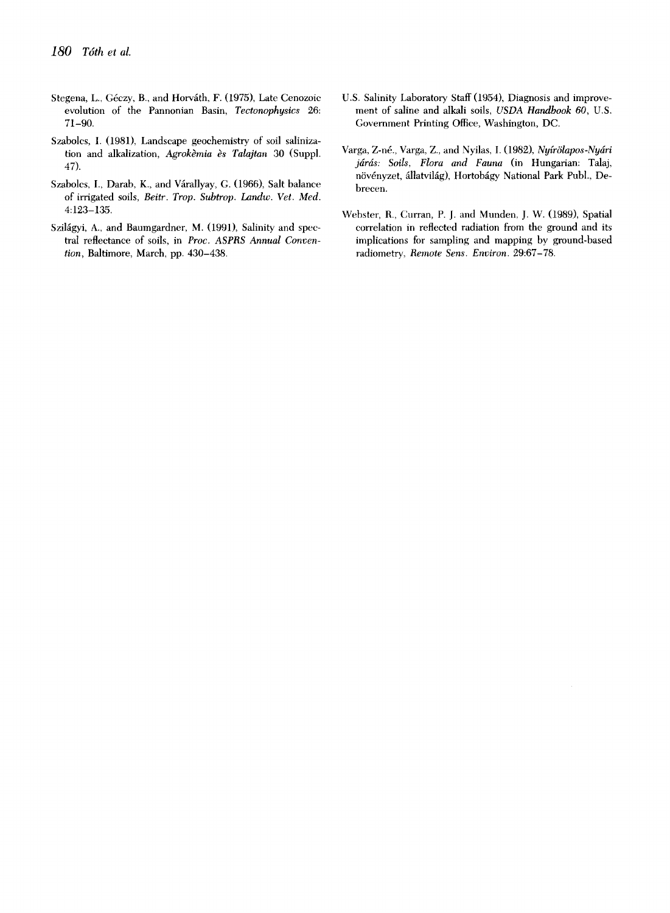Stegena, L., Géczy, B., and Horváth, F. (1975), Late Cenozoic evolution of the Pannonian Basin, *Tectonophysics* 26: 71–90.

Szabolcs, I. (1981), Landscape geochemistry of soil salinization and alkalization, *Agrokèmia ès Talajtan* 30 (Suppl. 47).

Szabolcs, I., Darab, K., and Várallyay, G. (1966), Salt balance of irrigated soils, *Beitr. Trop. Subtrop. Landw. Vet. Med.* 4:123–135.

Szilágyi, A., and Baumgardner, M. (1991), Salinity and spectral reflectance of soils, in *Proc. ASPRS Annual Convention*, Baltimore, March, pp. 430–438.

U.S. Salinity Laboratory Staff (1954), Diagnosis and improvement of saline and alkali soils, *USDA Handbook 60*, U.S. Government Printing Office, Washington, DC.

Varga, Z-né., Varga, Z., and Nyilas, I. (1982), *Nyírölapos-Nyári járás: Soils, Flora and Fauna* (in Hungarian: Talaj, növényzet, állatvilág), Hortobágy National Park Publ., Debrecen.

Webster, R., Curran, P. J. and Munden, J. W. (1989), Spatial correlation in reflected radiation from the ground and its implications for sampling and mapping by ground-based radiometry, *Remote Sens. Environ.* 29:67–78.